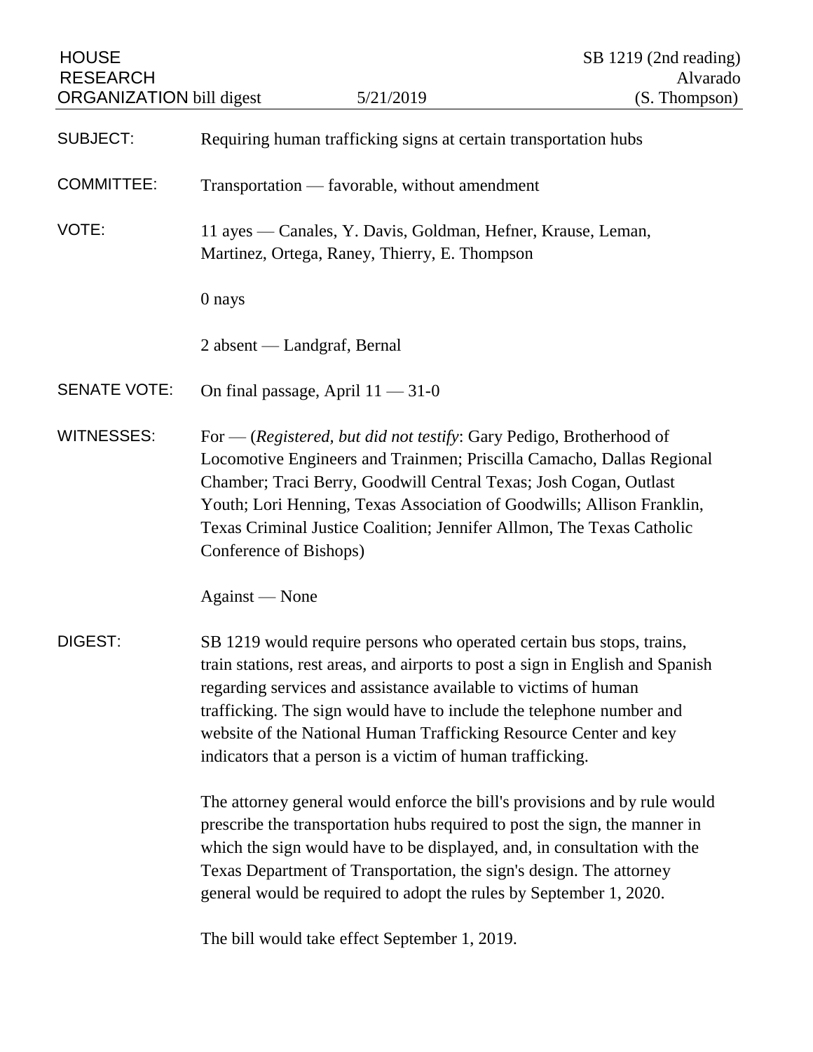HOUSE RESEARCH ORGANIZATION bill digest | 5/21/2019 | SB 1219 (2nd reading) Alvarado (S. Thompson)

**SUBJECT:** Requiring human trafficking signs at certain transportation hubs

**COMMITTEE:** Transportation — favorable, without amendment

**VOTE:** 11 ayes — Canales, Y. Davis, Goldman, Hefner, Krause, Leman, Martinez, Ortega, Raney, Thierry, E. Thompson

0 nays

2 absent — Landgraf, Bernal

**SENATE VOTE:** On final passage, April 11 — 31-0

**WITNESSES:** For — (*Registered, but did not testify*: Gary Pedigo, Brotherhood of Locomotive Engineers and Trainmen; Priscilla Camacho, Dallas Regional Chamber; Traci Berry, Goodwill Central Texas; Josh Cogan, Outlast Youth; Lori Henning, Texas Association of Goodwills; Allison Franklin, Texas Criminal Justice Coalition; Jennifer Allmon, The Texas Catholic Conference of Bishops)

Against — None

**DIGEST:** SB 1219 would require persons who operated certain bus stops, trains, train stations, rest areas, and airports to post a sign in English and Spanish regarding services and assistance available to victims of human trafficking. The sign would have to include the telephone number and website of the National Human Trafficking Resource Center and key indicators that a person is a victim of human trafficking.

The attorney general would enforce the bill's provisions and by rule would prescribe the transportation hubs required to post the sign, the manner in which the sign would have to be displayed, and, in consultation with the Texas Department of Transportation, the sign's design. The attorney general would be required to adopt the rules by September 1, 2020.

The bill would take effect September 1, 2019.